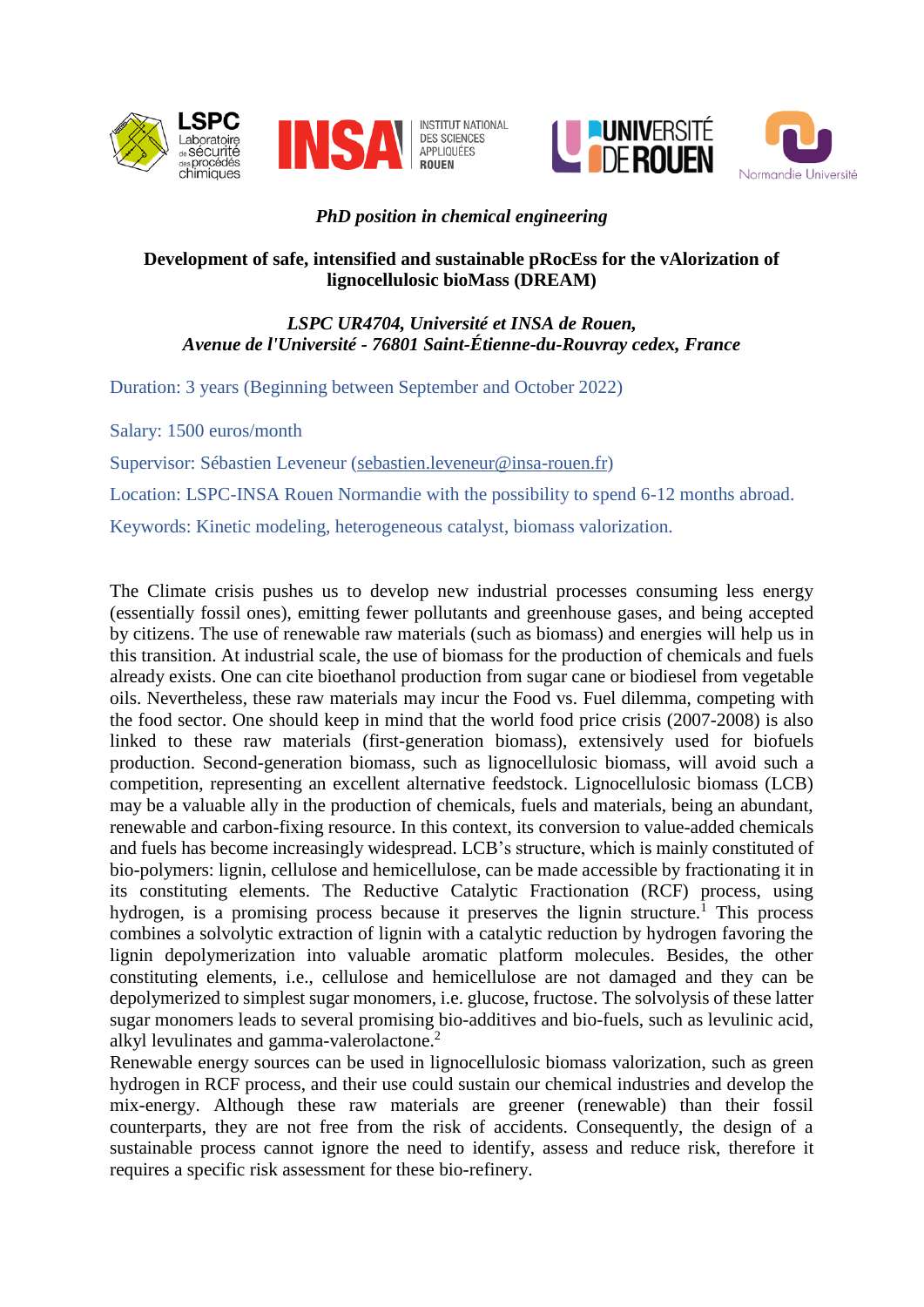*PhD position in chemical engineering*

**Development of safe, intensified and sustainable pRocEss for the vAlorization of lignocellulosic bioMass (DREAM)**

***LSPC UR4704, Université et INSA de Rouen,***
***Avenue de l'Université - 76801 Saint-Étienne-du-Rouvray cedex, France***

Duration: 3 years (Beginning between September and October 2022)

Salary: 1500 euros/month

Supervisor: Sébastien Leveneur (sebastien.leveneur@insa-rouen.fr)

Location: LSPC-INSA Rouen Normandie with the possibility to spend 6-12 months abroad.

Keywords: Kinetic modeling, heterogeneous catalyst, biomass valorization.

The Climate crisis pushes us to develop new industrial processes consuming less energy (essentially fossil ones), emitting fewer pollutants and greenhouse gases, and being accepted by citizens. The use of renewable raw materials (such as biomass) and energies will help us in this transition. At industrial scale, the use of biomass for the production of chemicals and fuels already exists. One can cite bioethanol production from sugar cane or biodiesel from vegetable oils. Nevertheless, these raw materials may incur the Food vs. Fuel dilemma, competing with the food sector. One should keep in mind that the world food price crisis (2007-2008) is also linked to these raw materials (first-generation biomass), extensively used for biofuels production. Second-generation biomass, such as lignocellulosic biomass, will avoid such a competition, representing an excellent alternative feedstock. Lignocellulosic biomass (LCB) may be a valuable ally in the production of chemicals, fuels and materials, being an abundant, renewable and carbon-fixing resource. In this context, its conversion to value-added chemicals and fuels has become increasingly widespread. LCB's structure, which is mainly constituted of bio-polymers: lignin, cellulose and hemicellulose, can be made accessible by fractionating it in its constituting elements. The Reductive Catalytic Fractionation (RCF) process, using hydrogen, is a promising process because it preserves the lignin structure.[1] This process combines a solvolytic extraction of lignin with a catalytic reduction by hydrogen favoring the lignin depolymerization into valuable aromatic platform molecules. Besides, the other constituting elements, i.e., cellulose and hemicellulose are not damaged and they can be depolymerized to simplest sugar monomers, i.e. glucose, fructose. The solvolysis of these latter sugar monomers leads to several promising bio-additives and bio-fuels, such as levulinic acid, alkyl levulinates and gamma-valerolactone.[2]

Renewable energy sources can be used in lignocellulosic biomass valorization, such as green hydrogen in RCF process, and their use could sustain our chemical industries and develop the mix-energy. Although these raw materials are greener (renewable) than their fossil counterparts, they are not free from the risk of accidents. Consequently, the design of a sustainable process cannot ignore the need to identify, assess and reduce risk, therefore it requires a specific risk assessment for these bio-refinery.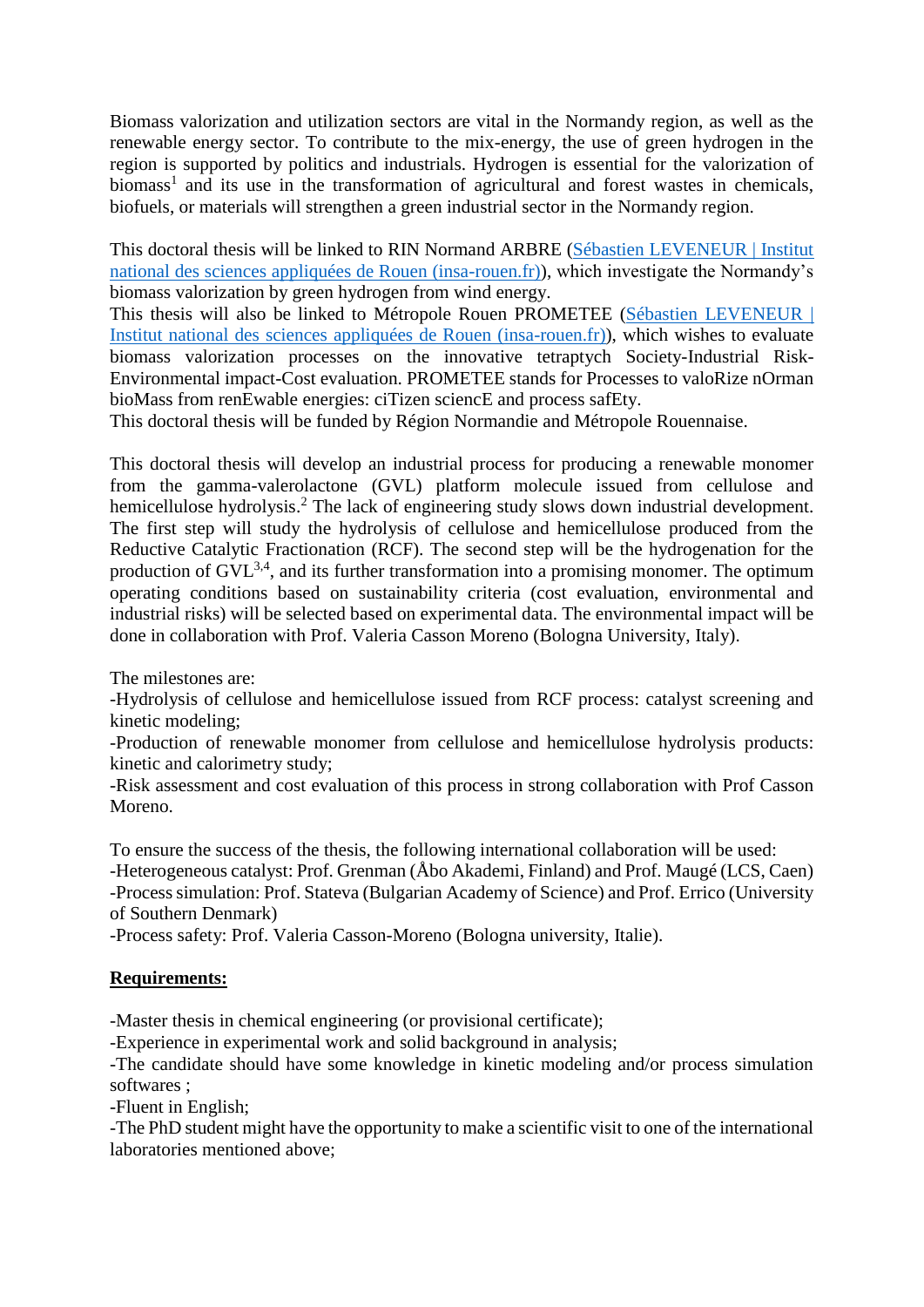Biomass valorization and utilization sectors are vital in the Normandy region, as well as the renewable energy sector. To contribute to the mix-energy, the use of green hydrogen in the region is supported by politics and industrials. Hydrogen is essential for the valorization of biomass[1] and its use in the transformation of agricultural and forest wastes in chemicals, biofuels, or materials will strengthen a green industrial sector in the Normandy region.

This doctoral thesis will be linked to RIN Normand ARBRE ([Sébastien LEVENEUR | Institut national des sciences appliquées de Rouen (insa-rouen.fr)]), which investigate the Normandy's biomass valorization by green hydrogen from wind energy.
This thesis will also be linked to Métropole Rouen PROMETEE ([Sébastien LEVENEUR | Institut national des sciences appliquées de Rouen (insa-rouen.fr)]), which wishes to evaluate biomass valorization processes on the innovative tetraptych Society-Industrial Risk-Environmental impact-Cost evaluation. PROMETEE stands for Processes to valoRize nOrman bioMass from renEwable energies: ciTizen sciencE and process safEty.
This doctoral thesis will be funded by Région Normandie and Métropole Rouennaise.

This doctoral thesis will develop an industrial process for producing a renewable monomer from the gamma-valerolactone (GVL) platform molecule issued from cellulose and hemicellulose hydrolysis.[2] The lack of engineering study slows down industrial development. The first step will study the hydrolysis of cellulose and hemicellulose produced from the Reductive Catalytic Fractionation (RCF). The second step will be the hydrogenation for the production of GVL[3,4], and its further transformation into a promising monomer. The optimum operating conditions based on sustainability criteria (cost evaluation, environmental and industrial risks) will be selected based on experimental data. The environmental impact will be done in collaboration with Prof. Valeria Casson Moreno (Bologna University, Italy).

The milestones are:
-Hydrolysis of cellulose and hemicellulose issued from RCF process: catalyst screening and kinetic modeling;
-Production of renewable monomer from cellulose and hemicellulose hydrolysis products: kinetic and calorimetry study;
-Risk assessment and cost evaluation of this process in strong collaboration with Prof Casson Moreno.

To ensure the success of the thesis, the following international collaboration will be used:
-Heterogeneous catalyst: Prof. Grenman (Åbo Akademi, Finland) and Prof. Maugé (LCS, Caen)
-Process simulation: Prof. Stateva (Bulgarian Academy of Science) and Prof. Errico (University of Southern Denmark)
-Process safety: Prof. Valeria Casson-Moreno (Bologna university, Italie).

**Requirements:**

-Master thesis in chemical engineering (or provisional certificate);
-Experience in experimental work and solid background in analysis;
-The candidate should have some knowledge in kinetic modeling and/or process simulation softwares ;
-Fluent in English;
-The PhD student might have the opportunity to make a scientific visit to one of the international laboratories mentioned above;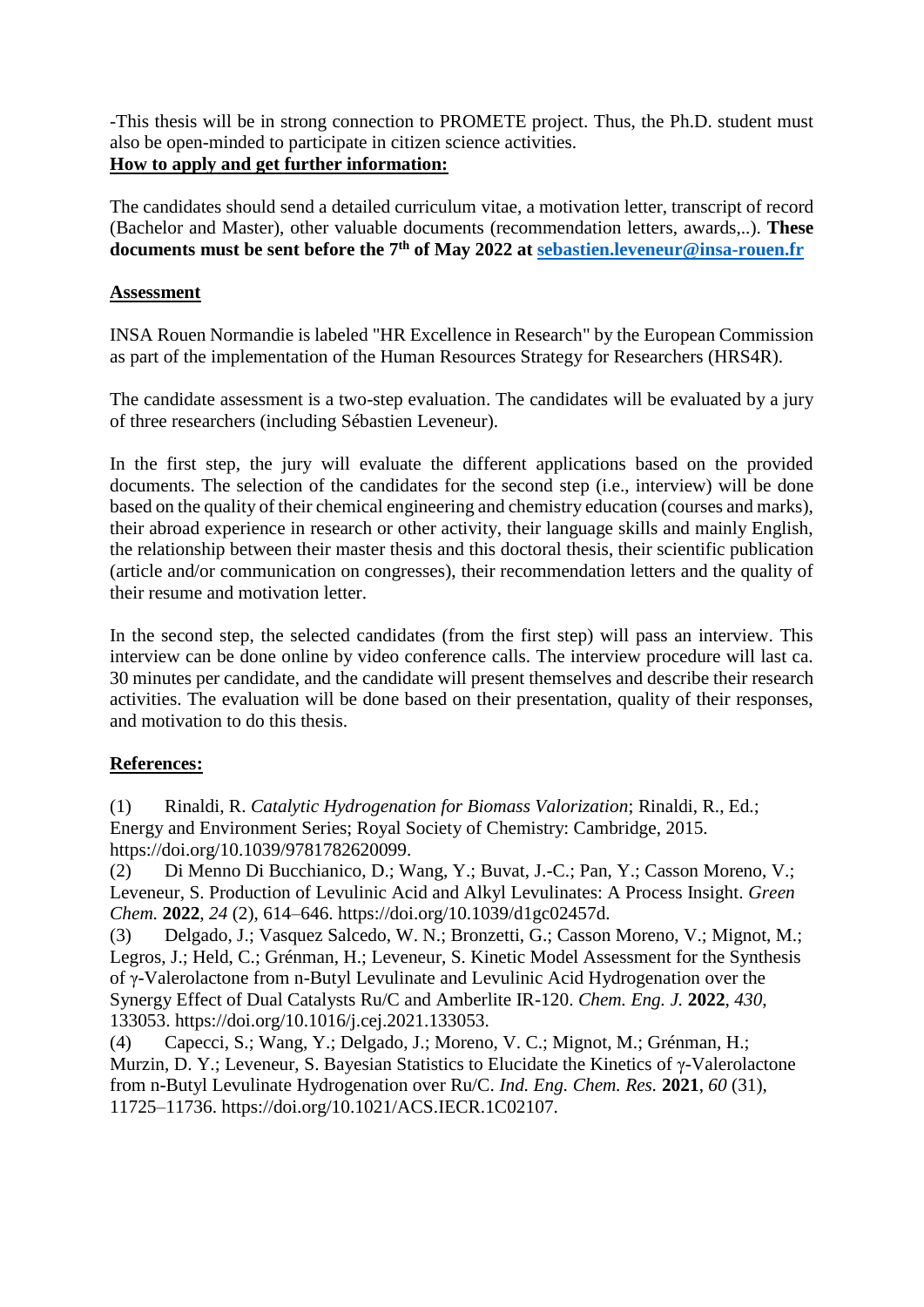-This thesis will be in strong connection to PROMETE project. Thus, the Ph.D. student must also be open-minded to participate in citizen science activities.

**How to apply and get further information:**

The candidates should send a detailed curriculum vitae, a motivation letter, transcript of record (Bachelor and Master), other valuable documents (recommendation letters, awards,..). **These documents must be sent before the 7th of May 2022 at sebastien.leveneur@insa-rouen.fr**

**Assessment**

INSA Rouen Normandie is labeled "HR Excellence in Research" by the European Commission as part of the implementation of the Human Resources Strategy for Researchers (HRS4R).

The candidate assessment is a two-step evaluation. The candidates will be evaluated by a jury of three researchers (including Sébastien Leveneur).

In the first step, the jury will evaluate the different applications based on the provided documents. The selection of the candidates for the second step (i.e., interview) will be done based on the quality of their chemical engineering and chemistry education (courses and marks), their abroad experience in research or other activity, their language skills and mainly English, the relationship between their master thesis and this doctoral thesis, their scientific publication (article and/or communication on congresses), their recommendation letters and the quality of their resume and motivation letter.

In the second step, the selected candidates (from the first step) will pass an interview. This interview can be done online by video conference calls. The interview procedure will last ca. 30 minutes per candidate, and the candidate will present themselves and describe their research activities. The evaluation will be done based on their presentation, quality of their responses, and motivation to do this thesis.

**References:**

(1) Rinaldi, R. *Catalytic Hydrogenation for Biomass Valorization*; Rinaldi, R., Ed.; Energy and Environment Series; Royal Society of Chemistry: Cambridge, 2015. https://doi.org/10.1039/9781782620099.

(2) Di Menno Di Bucchianico, D.; Wang, Y.; Buvat, J.-C.; Pan, Y.; Casson Moreno, V.; Leveneur, S. Production of Levulinic Acid and Alkyl Levulinates: A Process Insight. *Green Chem.* **2022**, *24* (2), 614–646. https://doi.org/10.1039/d1gc02457d.

(3) Delgado, J.; Vasquez Salcedo, W. N.; Bronzetti, G.; Casson Moreno, V.; Mignot, M.; Legros, J.; Held, C.; Grénman, H.; Leveneur, S. Kinetic Model Assessment for the Synthesis of γ-Valerolactone from n-Butyl Levulinate and Levulinic Acid Hydrogenation over the Synergy Effect of Dual Catalysts Ru/C and Amberlite IR-120. *Chem. Eng. J.* **2022**, *430*, 133053. https://doi.org/10.1016/j.cej.2021.133053.

(4) Capecci, S.; Wang, Y.; Delgado, J.; Moreno, V. C.; Mignot, M.; Grénman, H.; Murzin, D. Y.; Leveneur, S. Bayesian Statistics to Elucidate the Kinetics of γ-Valerolactone from n-Butyl Levulinate Hydrogenation over Ru/C. *Ind. Eng. Chem. Res.* **2021**, *60* (31), 11725–11736. https://doi.org/10.1021/ACS.IECR.1C02107.